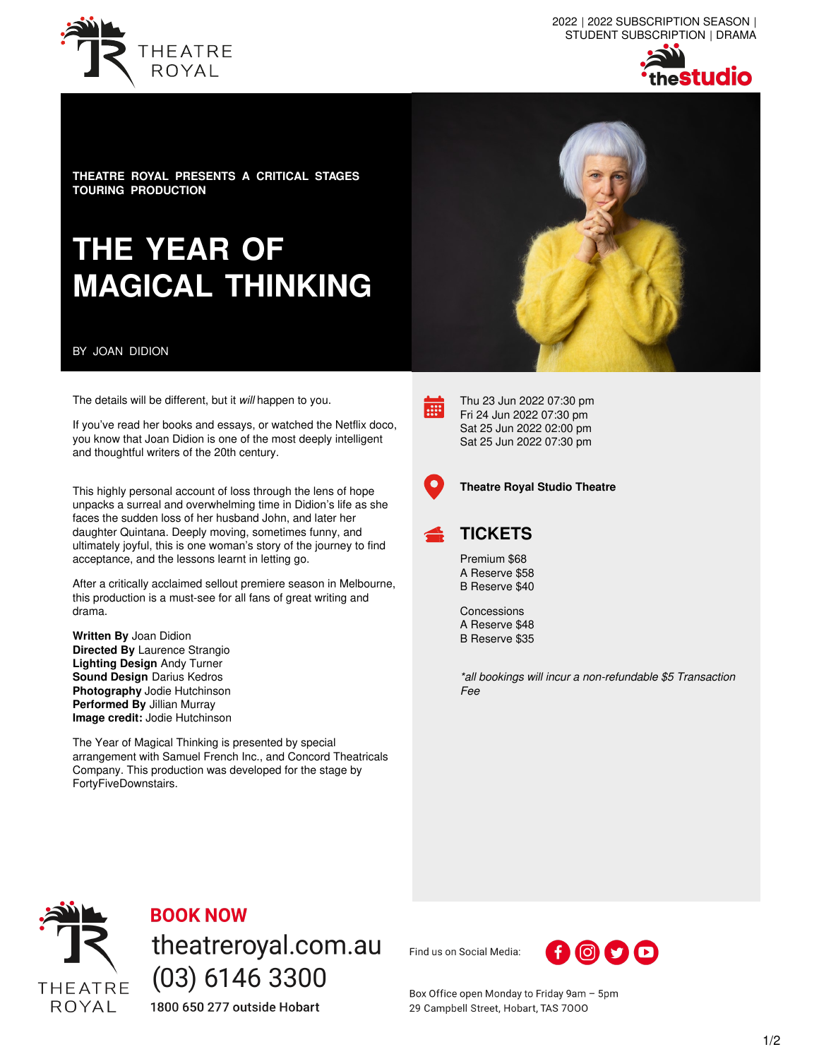2022 | 2022 SUBSCRIPTION SEASON | STUDENT SUBSCRIPTION | DRAMA

**THEATRE ROYAL PRESENTS A CRITICAL STAGES TOURING PRODUCTION**

# THE YEAR OF MAGICAL THINKING

BY JOAN DIDION

The details will be different, but it *will* happen to you.

If you've read her books and essays, or watched the Netflix doco, you know that Joan Didion is one of the most deeply intelligent and thoughtful writers of the 20th century.

This highly personal account of loss through the lens of hope unpacks a surreal and overwhelming time in Didion's life as she faces the sudden loss of her husband John, and later her daughter Quintana. Deeply moving, sometimes funny, and ultimately joyful, this is one woman's story of the journey to find acceptance, and the lessons learnt in letting go.

After a critically acclaimed sellout premiere season in Melbourne, this production is a must-see for all fans of great writing and drama.

**Written By** Joan Didion
**Directed By** Laurence Strangio
**Lighting Design** Andy Turner
**Sound Design** Darius Kedros
**Photography** Jodie Hutchinson
**Performed By** Jillian Murray
**Image credit:** Jodie Hutchinson

The Year of Magical Thinking is presented by special arrangement with Samuel French Inc., and Concord Theatricals Company. This production was developed for the stage by FortyFiveDownstairs.

Thu 23 Jun 2022 07:30 pm
Fri 24 Jun 2022 07:30 pm
Sat 25 Jun 2022 02:00 pm
Sat 25 Jun 2022 07:30 pm

**Theatre Royal Studio Theatre**

## TICKETS

Premium $68
A Reserve $58
B Reserve $40

Concessions
A Reserve $48
B Reserve $35

*\*all bookings will incur a non-refundable $5 Transaction Fee*

**BOOK NOW**
theatreroyal.com.au
(03) 6146 3300
**1800 650 277 outside Hobart**

Find us on Social Media:

Box Office open Monday to Friday 9am – 5pm
29 Campbell Street, Hobart, TAS 7000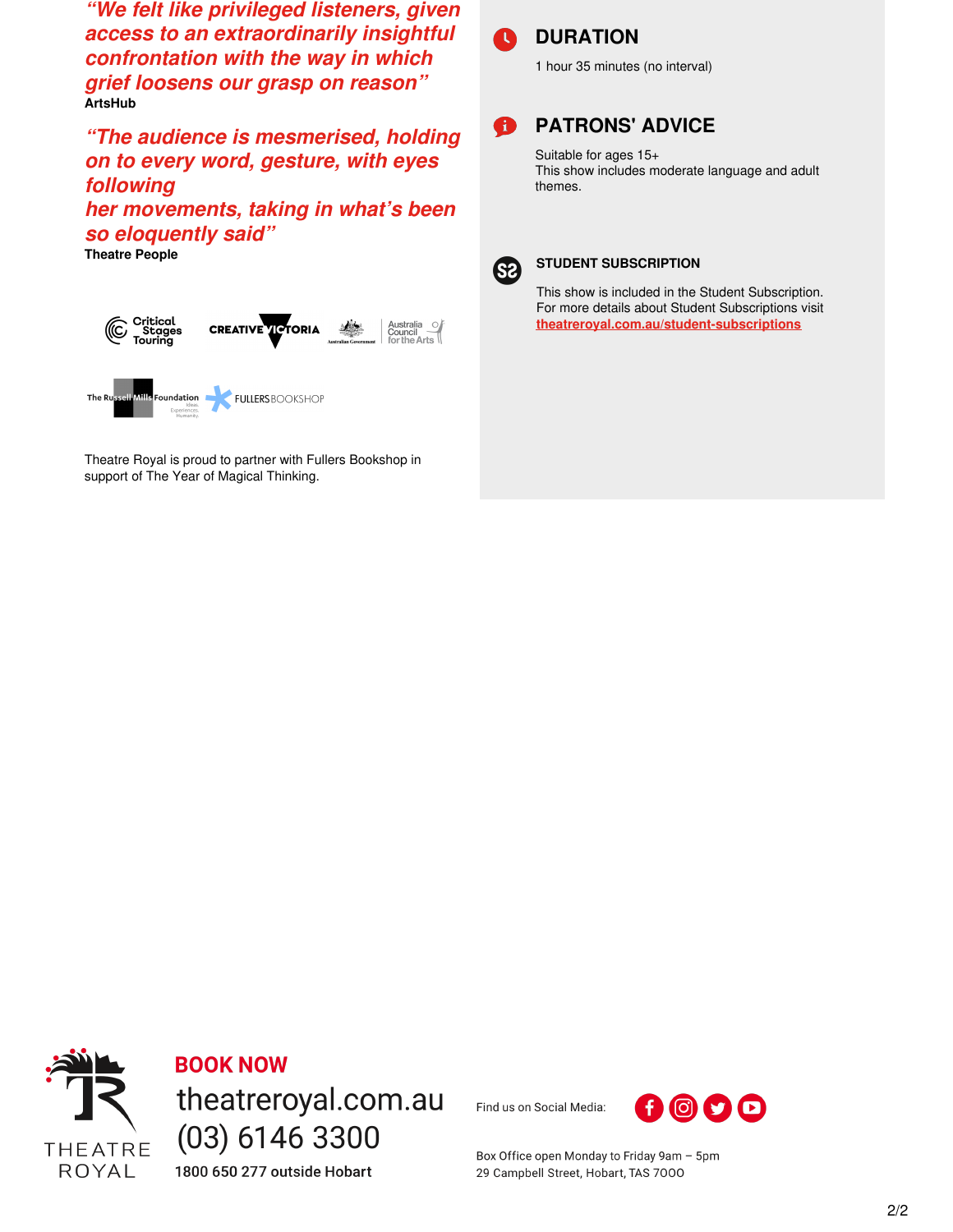*"We felt like privileged listeners, given access to an extraordinarily insightful confrontation with the way in which grief loosens our grasp on reason"*
**ArtsHub**

*"The audience is mesmerised, holding on to every word, gesture, with eyes following her movements, taking in what's been so eloquently said"*
**Theatre People**

Theatre Royal is proud to partner with Fullers Bookshop in support of The Year of Magical Thinking.

## DURATION

1 hour 35 minutes (no interval)

## PATRONS' ADVICE

Suitable for ages 15+
This show includes moderate language and adult themes.

### STUDENT SUBSCRIPTION

This show is included in the Student Subscription.
For more details about Student Subscriptions visit **theatreroyal.com.au/student-subscriptions**

**BOOK NOW**
theatreroyal.com.au
(03) 6146 3300
**1800 650 277 outside Hobart**

Find us on Social Media:

Box Office open Monday to Friday 9am – 5pm
29 Campbell Street, Hobart, TAS 7000